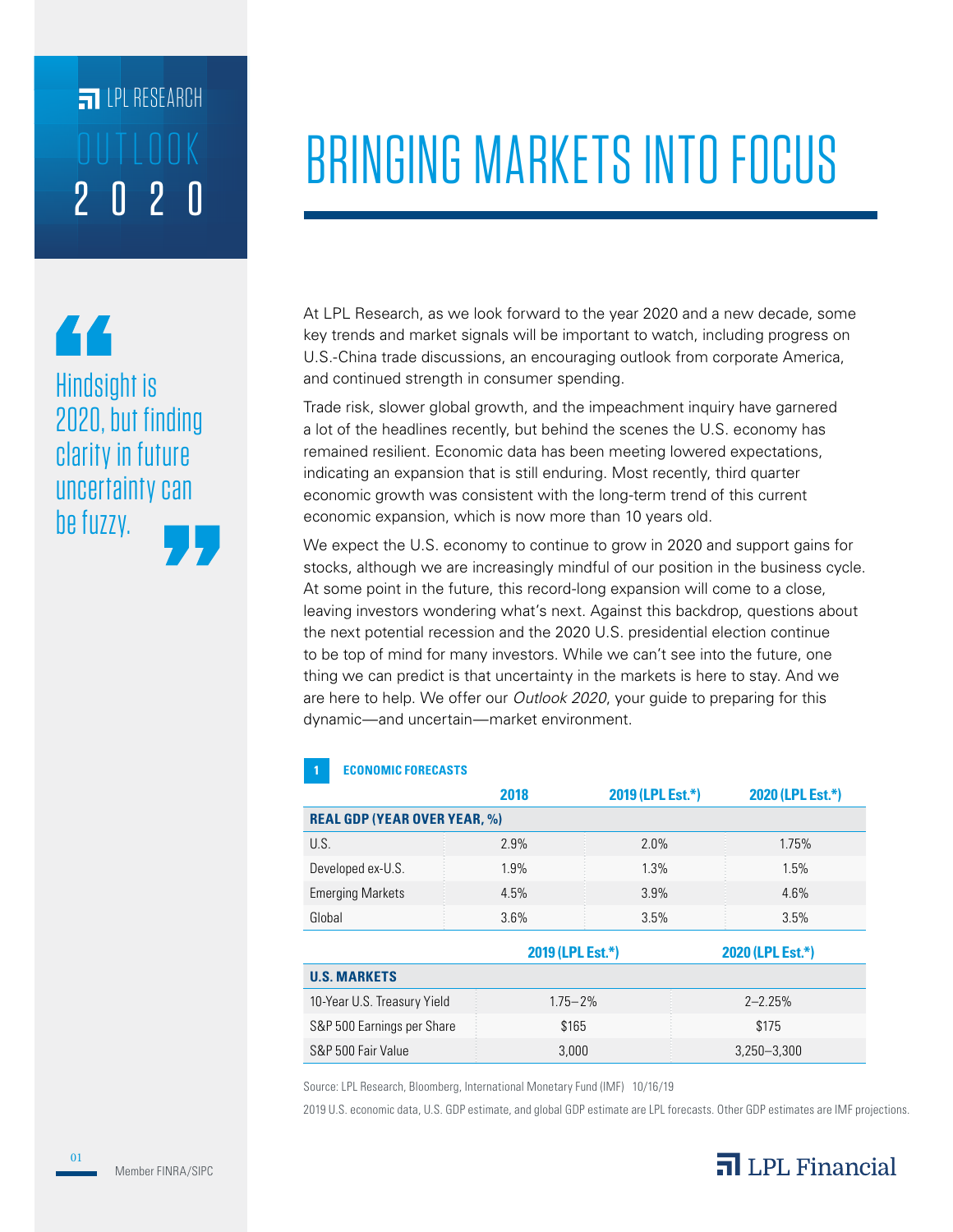LPL RESEARCH

OUTLOOK 2020

# BRINGING MARKETS INTO FOCUS

"Hindsight is 2020, but finding clarity in future uncertainty can be fuzzy."

At LPL Research, as we look forward to the year 2020 and a new decade, some key trends and market signals will be important to watch, including progress on U.S.-China trade discussions, an encouraging outlook from corporate America, and continued strength in consumer spending.

Trade risk, slower global growth, and the impeachment inquiry have garnered a lot of the headlines recently, but behind the scenes the U.S. economy has remained resilient. Economic data has been meeting lowered expectations, indicating an expansion that is still enduring. Most recently, third quarter economic growth was consistent with the long-term trend of this current economic expansion, which is now more than 10 years old.

We expect the U.S. economy to continue to grow in 2020 and support gains for stocks, although we are increasingly mindful of our position in the business cycle. At some point in the future, this record-long expansion will come to a close, leaving investors wondering what's next. Against this backdrop, questions about the next potential recession and the 2020 U.S. presidential election continue to be top of mind for many investors. While we can't see into the future, one thing we can predict is that uncertainty in the markets is here to stay. And we are here to help. We offer our *Outlook 2020*, your guide to preparing for this dynamic—and uncertain—market environment.

**1 ECONOMIC FORECASTS**

| | 2018 | 2019 (LPL Est.*) | 2020 (LPL Est.*) |
|---|---|---|---|
| **REAL GDP (YEAR OVER YEAR, %)** | | | |
| U.S. | 2.9% | 2.0% | 1.75% |
| Developed ex-U.S. | 1.9% | 1.3% | 1.5% |
| Emerging Markets | 4.5% | 3.9% | 4.6% |
| Global | 3.6% | 3.5% | 3.5% |

| | 2019 (LPL Est.*) | 2020 (LPL Est.*) |
|---|---|---|
| **U.S. MARKETS** | | |
| 10-Year U.S. Treasury Yield | 1.75–2% | 2–2.25% |
| S&P 500 Earnings per Share | $165 | $175 |
| S&P 500 Fair Value | 3,000 | 3,250–3,300 |

Source: LPL Research, Bloomberg, International Monetary Fund (IMF) 10/16/19

2019 U.S. economic data, U.S. GDP estimate, and global GDP estimate are LPL forecasts. Other GDP estimates are IMF projections.

Member FINRA/SIPC

LPL Financial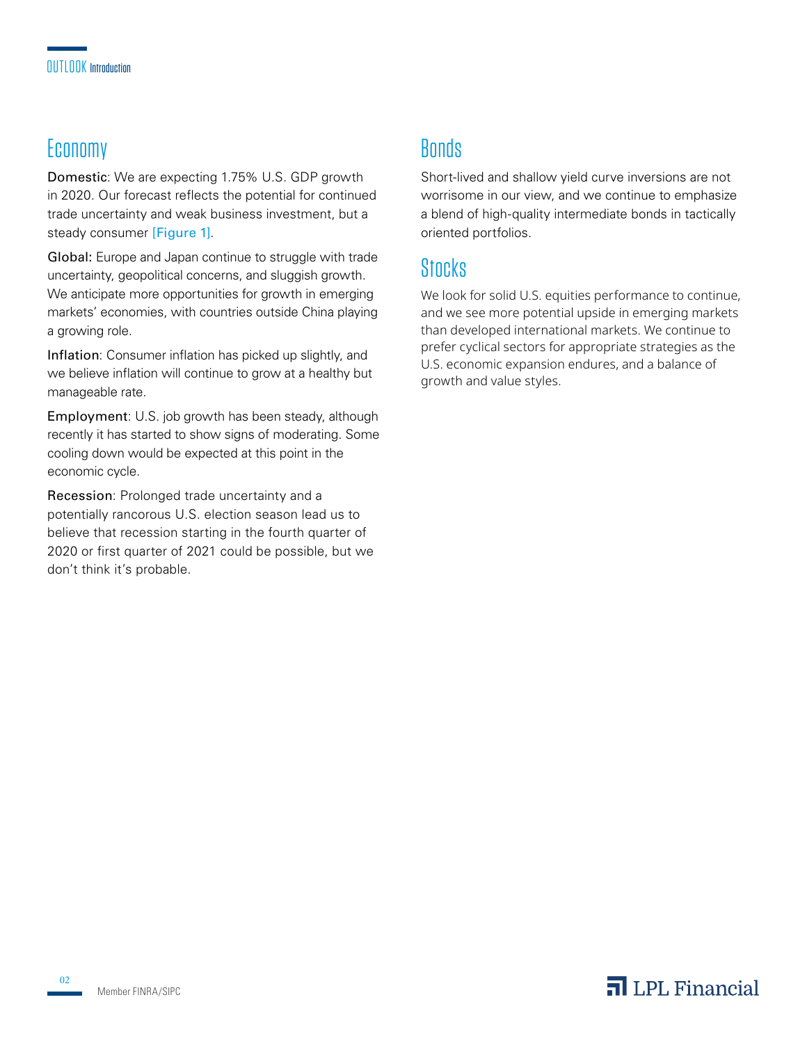## Economy

**Domestic**: We are expecting 1.75% U.S. GDP growth in 2020. Our forecast reflects the potential for continued trade uncertainty and weak business investment, but a steady consumer [Figure 1].

**Global:** Europe and Japan continue to struggle with trade uncertainty, geopolitical concerns, and sluggish growth. We anticipate more opportunities for growth in emerging markets' economies, with countries outside China playing a growing role.

**Inflation**: Consumer inflation has picked up slightly, and we believe inflation will continue to grow at a healthy but manageable rate.

**Employment**: U.S. job growth has been steady, although recently it has started to show signs of moderating. Some cooling down would be expected at this point in the economic cycle.

**Recession**: Prolonged trade uncertainty and a potentially rancorous U.S. election season lead us to believe that recession starting in the fourth quarter of 2020 or first quarter of 2021 could be possible, but we don't think it's probable.

## Bonds

Short-lived and shallow yield curve inversions are not worrisome in our view, and we continue to emphasize a blend of high-quality intermediate bonds in tactically oriented portfolios.

## Stocks

We look for solid U.S. equities performance to continue, and we see more potential upside in emerging markets than developed international markets. We continue to prefer cyclical sectors for appropriate strategies as the U.S. economic expansion endures, and a balance of growth and value styles.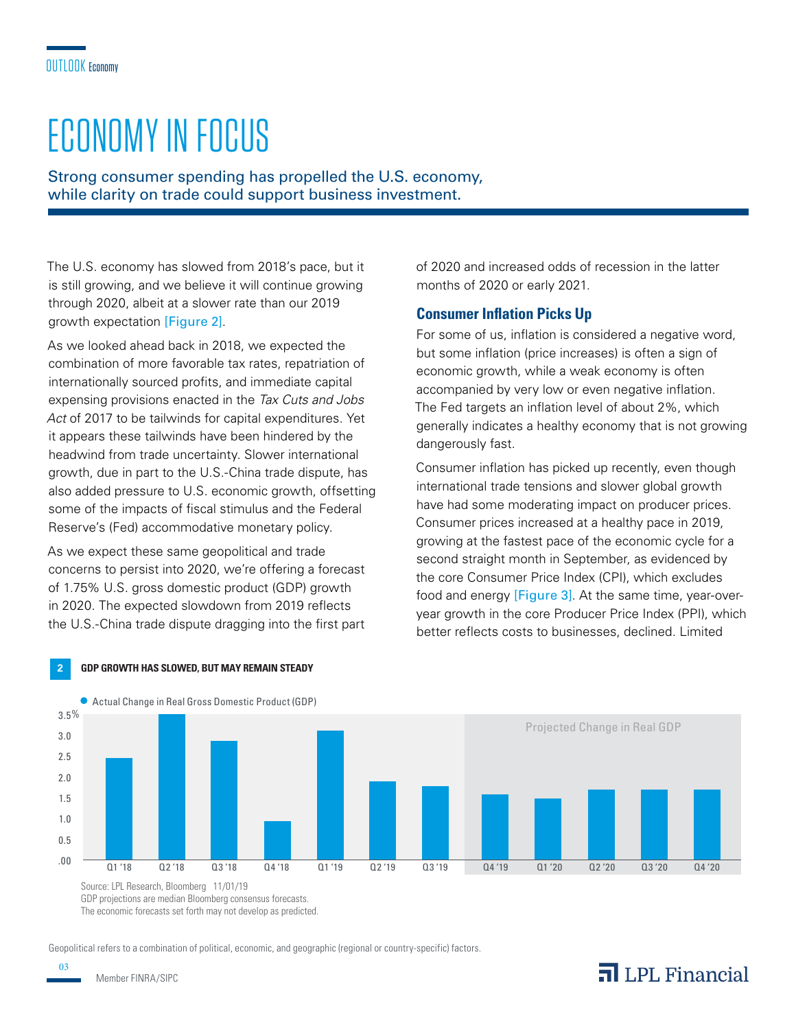OUTLOOK Economy

# ECONOMY IN FOCUS

Strong consumer spending has propelled the U.S. economy, while clarity on trade could support business investment.

The U.S. economy has slowed from 2018's pace, but it is still growing, and we believe it will continue growing through 2020, albeit at a slower rate than our 2019 growth expectation [Figure 2].

As we looked ahead back in 2018, we expected the combination of more favorable tax rates, repatriation of internationally sourced profits, and immediate capital expensing provisions enacted in the *Tax Cuts and Jobs Act* of 2017 to be tailwinds for capital expenditures. Yet it appears these tailwinds have been hindered by the headwind from trade uncertainty. Slower international growth, due in part to the U.S.-China trade dispute, has also added pressure to U.S. economic growth, offsetting some of the impacts of fiscal stimulus and the Federal Reserve's (Fed) accommodative monetary policy.

As we expect these same geopolitical and trade concerns to persist into 2020, we're offering a forecast of 1.75% U.S. gross domestic product (GDP) growth in 2020. The expected slowdown from 2019 reflects the U.S.-China trade dispute dragging into the first part of 2020 and increased odds of recession in the latter months of 2020 or early 2021.

### Consumer Inflation Picks Up

For some of us, inflation is considered a negative word, but some inflation (price increases) is often a sign of economic growth, while a weak economy is often accompanied by very low or even negative inflation. The Fed targets an inflation level of about 2%, which generally indicates a healthy economy that is not growing dangerously fast.

Consumer inflation has picked up recently, even though international trade tensions and slower global growth have had some moderating impact on producer prices. Consumer prices increased at a healthy pace in 2019, growing at the fastest pace of the economic cycle for a second straight month in September, as evidenced by the core Consumer Price Index (CPI), which excludes food and energy [Figure 3]. At the same time, year-over-year growth in the core Producer Price Index (PPI), which better reflects costs to businesses, declined. Limited

**2 GDP GROWTH HAS SLOWED, BUT MAY REMAIN STEADY**

● Actual Change in Real Gross Domestic Product (GDP) — Projected Change in Real GDP (Q4 '19 – Q4 '20)

Quarters shown: Q1 '18, Q2 '18, Q3 '18, Q4 '18, Q1 '19, Q2 '19, Q3 '19, Q4 '19, Q1 '20, Q2 '20, Q3 '20, Q4 '20 (y-axis .00 to 3.5%)

Source: LPL Research, Bloomberg 11/01/19
GDP projections are median Bloomberg consensus forecasts.
The economic forecasts set forth may not develop as predicted.

Geopolitical refers to a combination of political, economic, and geographic (regional or country-specific) factors.

Member FINRA/SIPC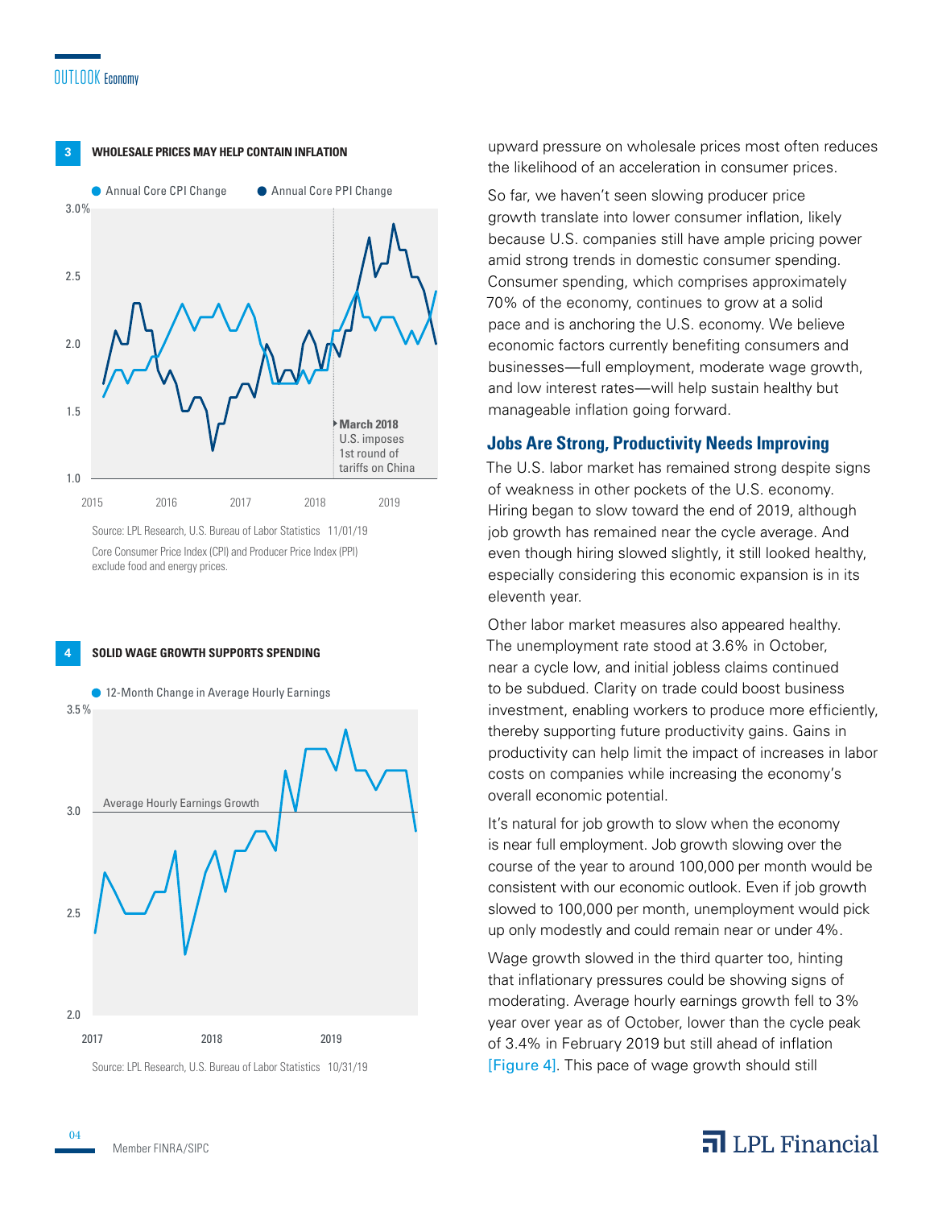3 **WHOLESALE PRICES MAY HELP CONTAIN INFLATION**

Annual Core CPI Change
Annual Core PPI Change

3.0%
2.5
2.0
1.5
1.0

2015
2016
2017
2018
2019

**March 2018**
U.S. imposes
1st round of
tariffs on China

Source: LPL Research, U.S. Bureau of Labor Statistics 11/01/19

Core Consumer Price Index (CPI) and Producer Price Index (PPI) exclude food and energy prices.

4 **SOLID WAGE GROWTH SUPPORTS SPENDING**

12-Month Change in Average Hourly Earnings

3.5%
3.0
2.5
2.0

Average Hourly Earnings Growth

2017
2018
2019

Source: LPL Research, U.S. Bureau of Labor Statistics 10/31/19

upward pressure on wholesale prices most often reduces the likelihood of an acceleration in consumer prices.

So far, we haven't seen slowing producer price growth translate into lower consumer inflation, likely because U.S. companies still have ample pricing power amid strong trends in domestic consumer spending. Consumer spending, which comprises approximately 70% of the economy, continues to grow at a solid pace and is anchoring the U.S. economy. We believe economic factors currently benefiting consumers and businesses—full employment, moderate wage growth, and low interest rates—will help sustain healthy but manageable inflation going forward.

## Jobs Are Strong, Productivity Needs Improving

The U.S. labor market has remained strong despite signs of weakness in other pockets of the U.S. economy. Hiring began to slow toward the end of 2019, although job growth has remained near the cycle average. And even though hiring slowed slightly, it still looked healthy, especially considering this economic expansion is in its eleventh year.

Other labor market measures also appeared healthy. The unemployment rate stood at 3.6% in October, near a cycle low, and initial jobless claims continued to be subdued. Clarity on trade could boost business investment, enabling workers to produce more efficiently, thereby supporting future productivity gains. Gains in productivity can help limit the impact of increases in labor costs on companies while increasing the economy's overall economic potential.

It's natural for job growth to slow when the economy is near full employment. Job growth slowing over the course of the year to around 100,000 per month would be consistent with our economic outlook. Even if job growth slowed to 100,000 per month, unemployment would pick up only modestly and could remain near or under 4%.

Wage growth slowed in the third quarter too, hinting that inflationary pressures could be showing signs of moderating. Average hourly earnings growth fell to 3% year over year as of October, lower than the cycle peak of 3.4% in February 2019 but still ahead of inflation [Figure 4]. This pace of wage growth should still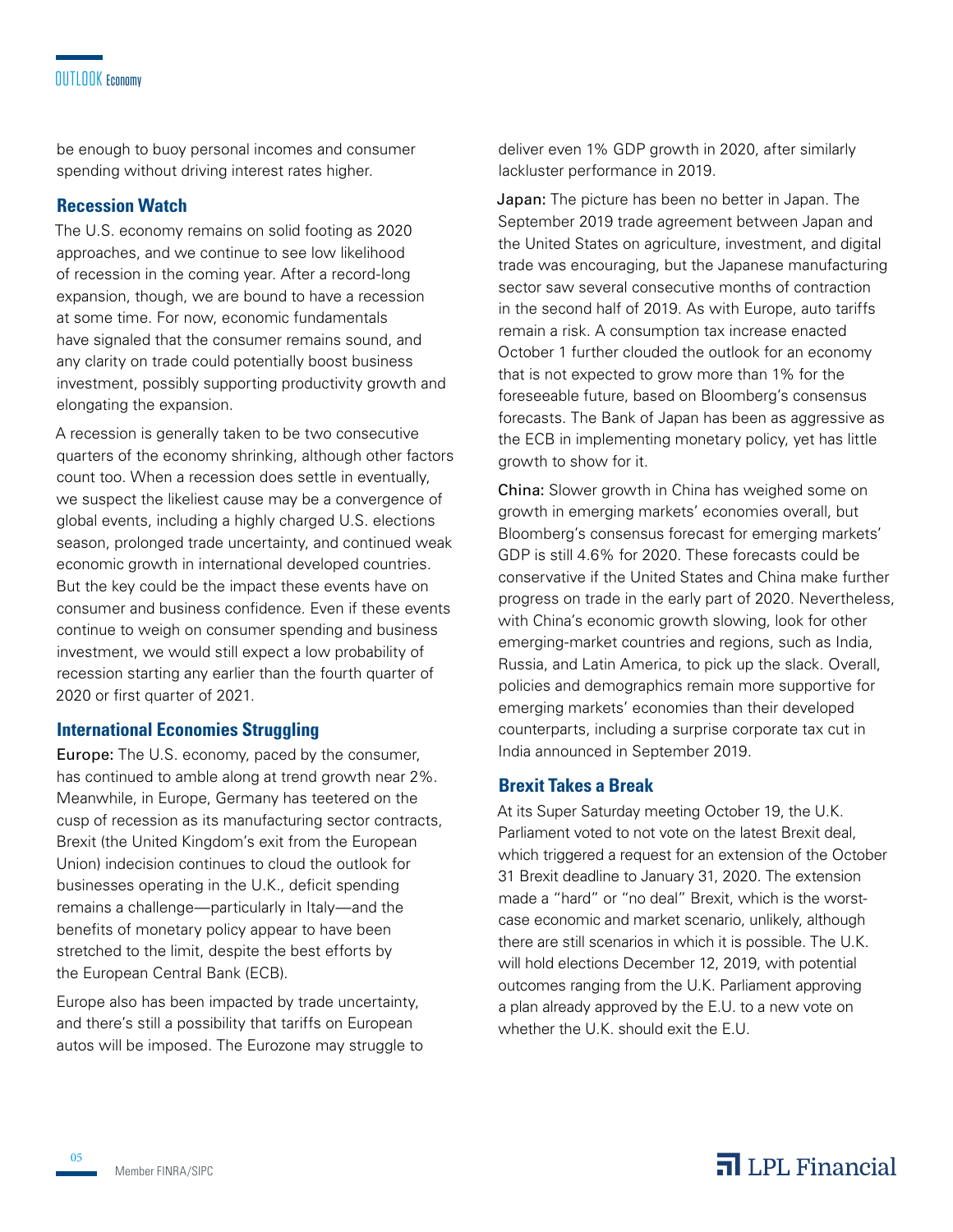be enough to buoy personal incomes and consumer spending without driving interest rates higher.

## Recession Watch

The U.S. economy remains on solid footing as 2020 approaches, and we continue to see low likelihood of recession in the coming year. After a record-long expansion, though, we are bound to have a recession at some time. For now, economic fundamentals have signaled that the consumer remains sound, and any clarity on trade could potentially boost business investment, possibly supporting productivity growth and elongating the expansion.

A recession is generally taken to be two consecutive quarters of the economy shrinking, although other factors count too. When a recession does settle in eventually, we suspect the likeliest cause may be a convergence of global events, including a highly charged U.S. elections season, prolonged trade uncertainty, and continued weak economic growth in international developed countries. But the key could be the impact these events have on consumer and business confidence. Even if these events continue to weigh on consumer spending and business investment, we would still expect a low probability of recession starting any earlier than the fourth quarter of 2020 or first quarter of 2021.

## International Economies Struggling

Europe: The U.S. economy, paced by the consumer, has continued to amble along at trend growth near 2%. Meanwhile, in Europe, Germany has teetered on the cusp of recession as its manufacturing sector contracts, Brexit (the United Kingdom's exit from the European Union) indecision continues to cloud the outlook for businesses operating in the U.K., deficit spending remains a challenge—particularly in Italy—and the benefits of monetary policy appear to have been stretched to the limit, despite the best efforts by the European Central Bank (ECB).

Europe also has been impacted by trade uncertainty, and there's still a possibility that tariffs on European autos will be imposed. The Eurozone may struggle to deliver even 1% GDP growth in 2020, after similarly lackluster performance in 2019.

Japan: The picture has been no better in Japan. The September 2019 trade agreement between Japan and the United States on agriculture, investment, and digital trade was encouraging, but the Japanese manufacturing sector saw several consecutive months of contraction in the second half of 2019. As with Europe, auto tariffs remain a risk. A consumption tax increase enacted October 1 further clouded the outlook for an economy that is not expected to grow more than 1% for the foreseeable future, based on Bloomberg's consensus forecasts. The Bank of Japan has been as aggressive as the ECB in implementing monetary policy, yet has little growth to show for it.

China: Slower growth in China has weighed some on growth in emerging markets' economies overall, but Bloomberg's consensus forecast for emerging markets' GDP is still 4.6% for 2020. These forecasts could be conservative if the United States and China make further progress on trade in the early part of 2020. Nevertheless, with China's economic growth slowing, look for other emerging-market countries and regions, such as India, Russia, and Latin America, to pick up the slack. Overall, policies and demographics remain more supportive for emerging markets' economies than their developed counterparts, including a surprise corporate tax cut in India announced in September 2019.

## Brexit Takes a Break

At its Super Saturday meeting October 19, the U.K. Parliament voted to not vote on the latest Brexit deal, which triggered a request for an extension of the October 31 Brexit deadline to January 31, 2020. The extension made a "hard" or "no deal" Brexit, which is the worst-case economic and market scenario, unlikely, although there are still scenarios in which it is possible. The U.K. will hold elections December 12, 2019, with potential outcomes ranging from the U.K. Parliament approving a plan already approved by the E.U. to a new vote on whether the U.K. should exit the E.U.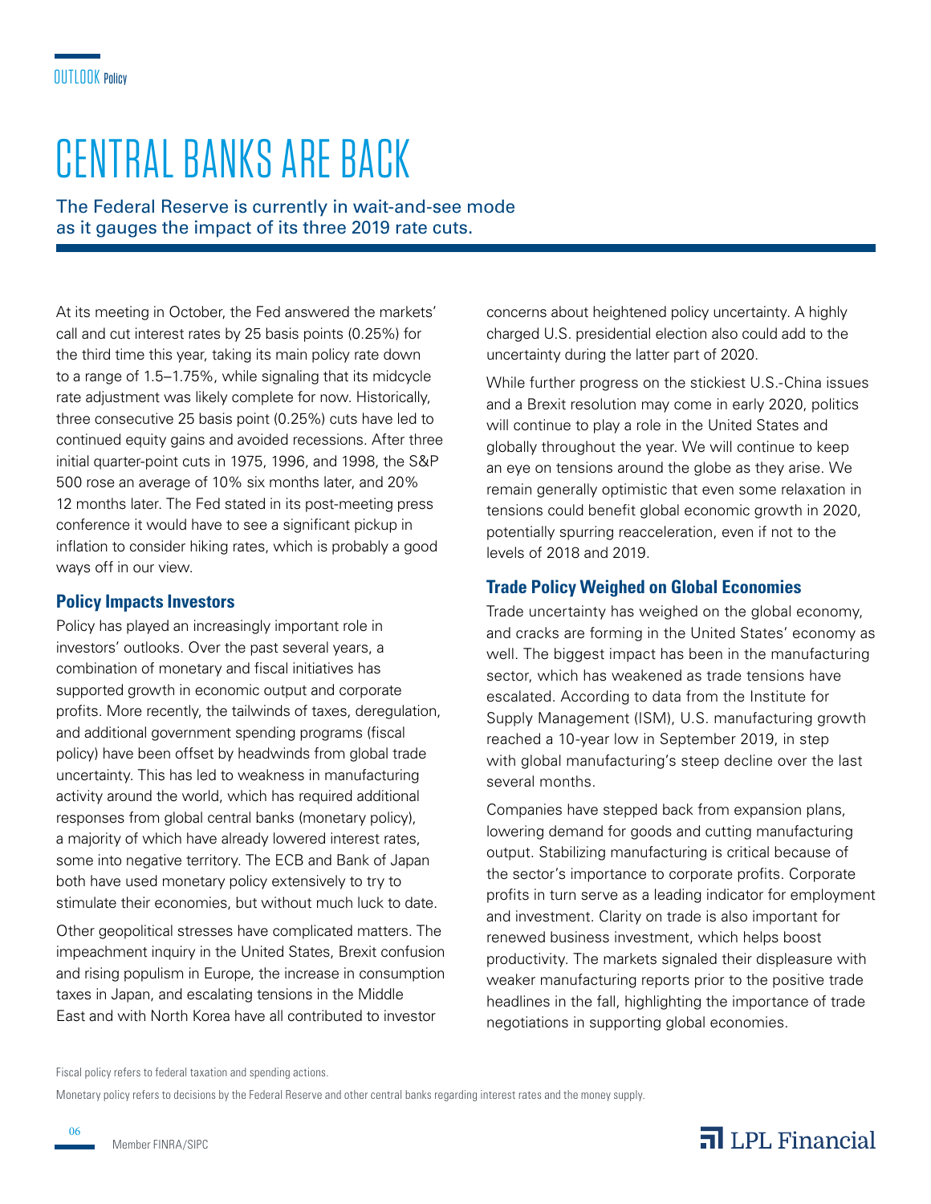OUTLOOK Policy

# CENTRAL BANKS ARE BACK

The Federal Reserve is currently in wait-and-see mode as it gauges the impact of its three 2019 rate cuts.

At its meeting in October, the Fed answered the markets' call and cut interest rates by 25 basis points (0.25%) for the third time this year, taking its main policy rate down to a range of 1.5–1.75%, while signaling that its midcycle rate adjustment was likely complete for now. Historically, three consecutive 25 basis point (0.25%) cuts have led to continued equity gains and avoided recessions. After three initial quarter-point cuts in 1975, 1996, and 1998, the S&P 500 rose an average of 10% six months later, and 20% 12 months later. The Fed stated in its post-meeting press conference it would have to see a significant pickup in inflation to consider hiking rates, which is probably a good ways off in our view.

### Policy Impacts Investors

Policy has played an increasingly important role in investors' outlooks. Over the past several years, a combination of monetary and fiscal initiatives has supported growth in economic output and corporate profits. More recently, the tailwinds of taxes, deregulation, and additional government spending programs (fiscal policy) have been offset by headwinds from global trade uncertainty. This has led to weakness in manufacturing activity around the world, which has required additional responses from global central banks (monetary policy), a majority of which have already lowered interest rates, some into negative territory. The ECB and Bank of Japan both have used monetary policy extensively to try to stimulate their economies, but without much luck to date.

Other geopolitical stresses have complicated matters. The impeachment inquiry in the United States, Brexit confusion and rising populism in Europe, the increase in consumption taxes in Japan, and escalating tensions in the Middle East and with North Korea have all contributed to investor concerns about heightened policy uncertainty. A highly charged U.S. presidential election also could add to the uncertainty during the latter part of 2020.

While further progress on the stickiest U.S.-China issues and a Brexit resolution may come in early 2020, politics will continue to play a role in the United States and globally throughout the year. We will continue to keep an eye on tensions around the globe as they arise. We remain generally optimistic that even some relaxation in tensions could benefit global economic growth in 2020, potentially spurring reacceleration, even if not to the levels of 2018 and 2019.

### Trade Policy Weighed on Global Economies

Trade uncertainty has weighed on the global economy, and cracks are forming in the United States' economy as well. The biggest impact has been in the manufacturing sector, which has weakened as trade tensions have escalated. According to data from the Institute for Supply Management (ISM), U.S. manufacturing growth reached a 10-year low in September 2019, in step with global manufacturing's steep decline over the last several months.

Companies have stepped back from expansion plans, lowering demand for goods and cutting manufacturing output. Stabilizing manufacturing is critical because of the sector's importance to corporate profits. Corporate profits in turn serve as a leading indicator for employment and investment. Clarity on trade is also important for renewed business investment, which helps boost productivity. The markets signaled their displeasure with weaker manufacturing reports prior to the positive trade headlines in the fall, highlighting the importance of trade negotiations in supporting global economies.

Fiscal policy refers to federal taxation and spending actions.

Monetary policy refers to decisions by the Federal Reserve and other central banks regarding interest rates and the money supply.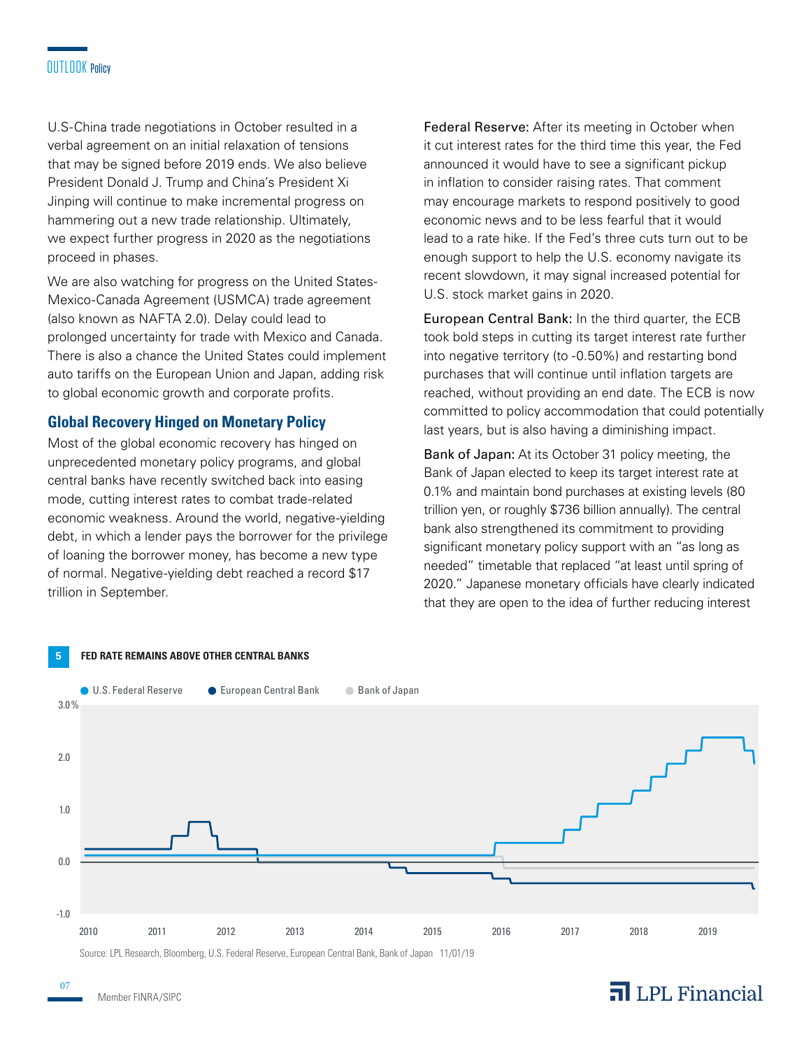U.S-China trade negotiations in October resulted in a verbal agreement on an initial relaxation of tensions that may be signed before 2019 ends. We also believe President Donald J. Trump and China's President Xi Jinping will continue to make incremental progress on hammering out a new trade relationship. Ultimately, we expect further progress in 2020 as the negotiations proceed in phases.

We are also watching for progress on the United States-Mexico-Canada Agreement (USMCA) trade agreement (also known as NAFTA 2.0). Delay could lead to prolonged uncertainty for trade with Mexico and Canada. There is also a chance the United States could implement auto tariffs on the European Union and Japan, adding risk to global economic growth and corporate profits.

## Global Recovery Hinged on Monetary Policy

Most of the global economic recovery has hinged on unprecedented monetary policy programs, and global central banks have recently switched back into easing mode, cutting interest rates to combat trade-related economic weakness. Around the world, negative-yielding debt, in which a lender pays the borrower for the privilege of loaning the borrower money, has become a new type of normal. Negative-yielding debt reached a record $17 trillion in September.

Federal Reserve: After its meeting in October when it cut interest rates for the third time this year, the Fed announced it would have to see a significant pickup in inflation to consider raising rates. That comment may encourage markets to respond positively to good economic news and to be less fearful that it would lead to a rate hike. If the Fed's three cuts turn out to be enough support to help the U.S. economy navigate its recent slowdown, it may signal increased potential for U.S. stock market gains in 2020.

European Central Bank: In the third quarter, the ECB took bold steps in cutting its target interest rate further into negative territory (to -0.50%) and restarting bond purchases that will continue until inflation targets are reached, without providing an end date. The ECB is now committed to policy accommodation that could potentially last years, but is also having a diminishing impact.

Bank of Japan: At its October 31 policy meeting, the Bank of Japan elected to keep its target interest rate at 0.1% and maintain bond purchases at existing levels (80 trillion yen, or roughly $736 billion annually). The central bank also strengthened its commitment to providing significant monetary policy support with an "as long as needed" timetable that replaced "at least until spring of 2020." Japanese monetary officials have clearly indicated that they are open to the idea of further reducing interest

**5 FED RATE REMAINS ABOVE OTHER CENTRAL BANKS**

U.S. Federal Reserve
European Central Bank
Bank of Japan

3.0%
2.0
1.0
0.0
-1.0

2010 2011 2012 2013 2014 2015 2016 2017 2018 2019

Source: LPL Research, Bloomberg, U.S. Federal Reserve, European Central Bank, Bank of Japan 11/01/19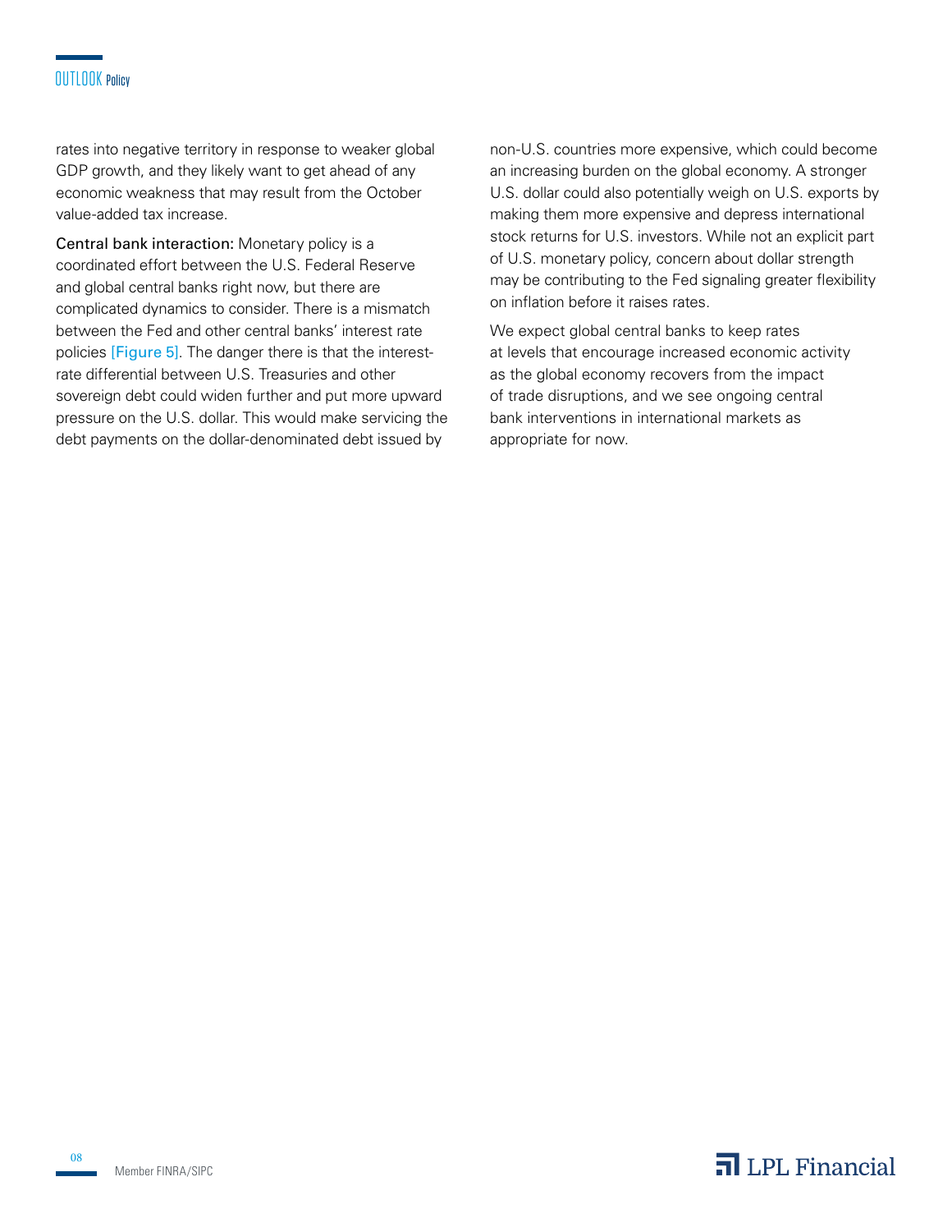rates into negative territory in response to weaker global GDP growth, and they likely want to get ahead of any economic weakness that may result from the October value-added tax increase.

Central bank interaction: Monetary policy is a coordinated effort between the U.S. Federal Reserve and global central banks right now, but there are complicated dynamics to consider. There is a mismatch between the Fed and other central banks' interest rate policies [Figure 5]. The danger there is that the interest-rate differential between U.S. Treasuries and other sovereign debt could widen further and put more upward pressure on the U.S. dollar. This would make servicing the debt payments on the dollar-denominated debt issued by non-U.S. countries more expensive, which could become an increasing burden on the global economy. A stronger U.S. dollar could also potentially weigh on U.S. exports by making them more expensive and depress international stock returns for U.S. investors. While not an explicit part of U.S. monetary policy, concern about dollar strength may be contributing to the Fed signaling greater flexibility on inflation before it raises rates.

We expect global central banks to keep rates at levels that encourage increased economic activity as the global economy recovers from the impact of trade disruptions, and we see ongoing central bank interventions in international markets as appropriate for now.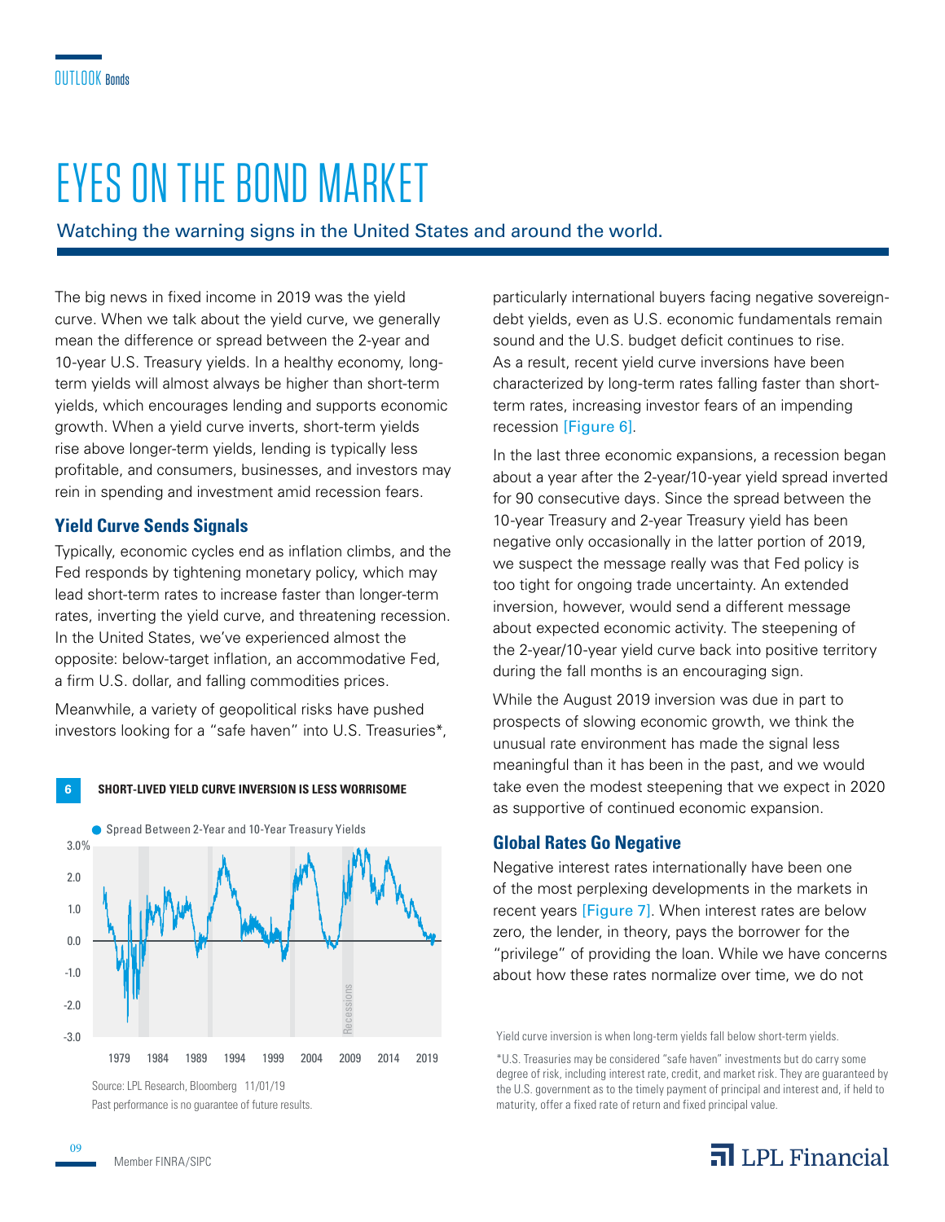OUTLOOK Bonds

# EYES ON THE BOND MARKET

Watching the warning signs in the United States and around the world.

The big news in fixed income in 2019 was the yield curve. When we talk about the yield curve, we generally mean the difference or spread between the 2-year and 10-year U.S. Treasury yields. In a healthy economy, long-term yields will almost always be higher than short-term yields, which encourages lending and supports economic growth. When a yield curve inverts, short-term yields rise above longer-term yields, lending is typically less profitable, and consumers, businesses, and investors may rein in spending and investment amid recession fears.

## Yield Curve Sends Signals

Typically, economic cycles end as inflation climbs, and the Fed responds by tightening monetary policy, which may lead short-term rates to increase faster than longer-term rates, inverting the yield curve, and threatening recession. In the United States, we've experienced almost the opposite: below-target inflation, an accommodative Fed, a firm U.S. dollar, and falling commodities prices.

Meanwhile, a variety of geopolitical risks have pushed investors looking for a "safe haven" into U.S. Treasuries*, particularly international buyers facing negative sovereign-debt yields, even as U.S. economic fundamentals remain sound and the U.S. budget deficit continues to rise. As a result, recent yield curve inversions have been characterized by long-term rates falling faster than short-term rates, increasing investor fears of an impending recession [Figure 6].

**6 SHORT-LIVED YIELD CURVE INVERSION IS LESS WORRISOME**

Spread Between 2-Year and 10-Year Treasury Yields

3.0%
2.0
1.0
0.0
-1.0
-2.0
-3.0

1979 1984 1989 1994 1999 2004 2009 2014 2019

Recessions

Source: LPL Research, Bloomberg 11/01/19

Past performance is no guarantee of future results.

In the last three economic expansions, a recession began about a year after the 2-year/10-year yield spread inverted for 90 consecutive days. Since the spread between the 10-year Treasury and 2-year Treasury yield has been negative only occasionally in the latter portion of 2019, we suspect the message really was that Fed policy is too tight for ongoing trade uncertainty. An extended inversion, however, would send a different message about expected economic activity. The steepening of the 2-year/10-year yield curve back into positive territory during the fall months is an encouraging sign.

While the August 2019 inversion was due in part to prospects of slowing economic growth, we think the unusual rate environment has made the signal less meaningful than it has been in the past, and we would take even the modest steepening that we expect in 2020 as supportive of continued economic expansion.

## Global Rates Go Negative

Negative interest rates internationally have been one of the most perplexing developments in the markets in recent years [Figure 7]. When interest rates are below zero, the lender, in theory, pays the borrower for the "privilege" of providing the loan. While we have concerns about how these rates normalize over time, we do not

Yield curve inversion is when long-term yields fall below short-term yields.

*U.S. Treasuries may be considered "safe haven" investments but do carry some degree of risk, including interest rate, credit, and market risk. They are guaranteed by the U.S. government as to the timely payment of principal and interest and, if held to maturity, offer a fixed rate of return and fixed principal value.

Member FINRA/SIPC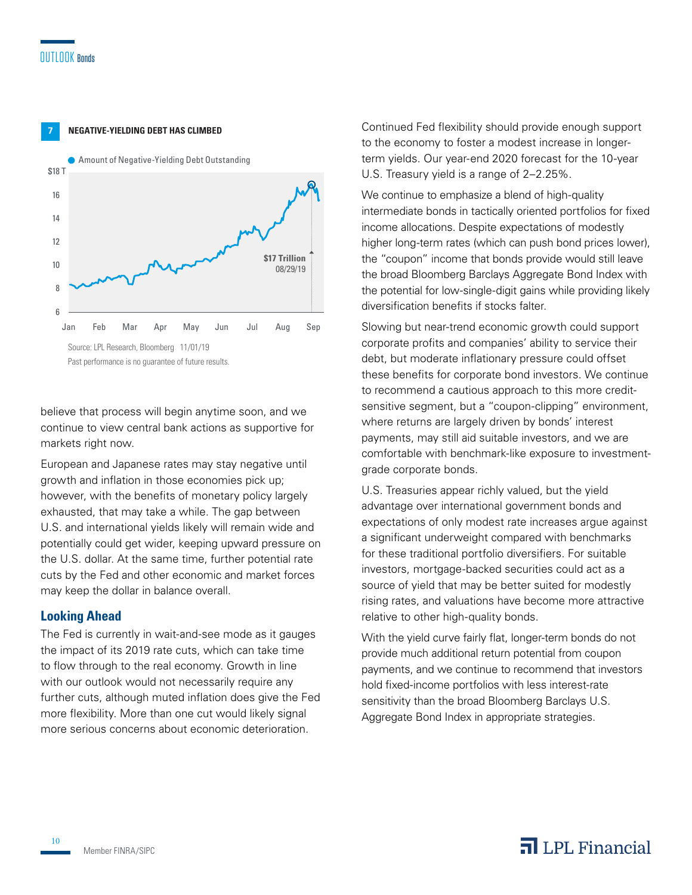**7 NEGATIVE-YIELDING DEBT HAS CLIMBED**

Amount of Negative-Yielding Debt Outstanding

$17 Trillion 08/29/19

Source: LPL Research, Bloomberg 11/01/19

Past performance is no guarantee of future results.

believe that process will begin anytime soon, and we continue to view central bank actions as supportive for markets right now.

European and Japanese rates may stay negative until growth and inflation in those economies pick up; however, with the benefits of monetary policy largely exhausted, that may take a while. The gap between U.S. and international yields likely will remain wide and potentially could get wider, keeping upward pressure on the U.S. dollar. At the same time, further potential rate cuts by the Fed and other economic and market forces may keep the dollar in balance overall.

## Looking Ahead

The Fed is currently in wait-and-see mode as it gauges the impact of its 2019 rate cuts, which can take time to flow through to the real economy. Growth in line with our outlook would not necessarily require any further cuts, although muted inflation does give the Fed more flexibility. More than one cut would likely signal more serious concerns about economic deterioration.

Continued Fed flexibility should provide enough support to the economy to foster a modest increase in longer-term yields. Our year-end 2020 forecast for the 10-year U.S. Treasury yield is a range of 2–2.25%.

We continue to emphasize a blend of high-quality intermediate bonds in tactically oriented portfolios for fixed income allocations. Despite expectations of modestly higher long-term rates (which can push bond prices lower), the "coupon" income that bonds provide would still leave the broad Bloomberg Barclays Aggregate Bond Index with the potential for low-single-digit gains while providing likely diversification benefits if stocks falter.

Slowing but near-trend economic growth could support corporate profits and companies' ability to service their debt, but moderate inflationary pressure could offset these benefits for corporate bond investors. We continue to recommend a cautious approach to this more credit-sensitive segment, but a "coupon-clipping" environment, where returns are largely driven by bonds' interest payments, may still aid suitable investors, and we are comfortable with benchmark-like exposure to investment-grade corporate bonds.

U.S. Treasuries appear richly valued, but the yield advantage over international government bonds and expectations of only modest rate increases argue against a significant underweight compared with benchmarks for these traditional portfolio diversifiers. For suitable investors, mortgage-backed securities could act as a source of yield that may be better suited for modestly rising rates, and valuations have become more attractive relative to other high-quality bonds.

With the yield curve fairly flat, longer-term bonds do not provide much additional return potential from coupon payments, and we continue to recommend that investors hold fixed-income portfolios with less interest-rate sensitivity than the broad Bloomberg Barclays U.S. Aggregate Bond Index in appropriate strategies.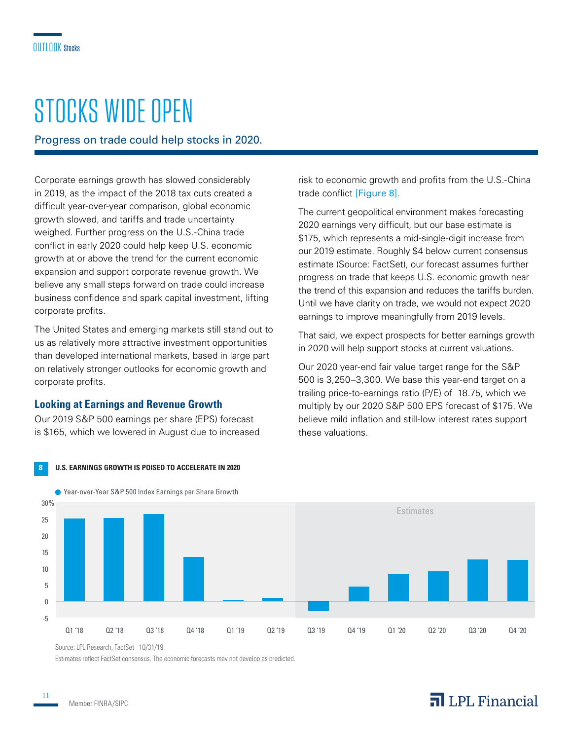OUTLOOK Stocks

# STOCKS WIDE OPEN

## Progress on trade could help stocks in 2020.

Corporate earnings growth has slowed considerably in 2019, as the impact of the 2018 tax cuts created a difficult year-over-year comparison, global economic growth slowed, and tariffs and trade uncertainty weighed. Further progress on the U.S.-China trade conflict in early 2020 could help keep U.S. economic growth at or above the trend for the current economic expansion and support corporate revenue growth. We believe any small steps forward on trade could increase business confidence and spark capital investment, lifting corporate profits.

The United States and emerging markets still stand out to us as relatively more attractive investment opportunities than developed international markets, based in large part on relatively stronger outlooks for economic growth and corporate profits.

### Looking at Earnings and Revenue Growth

Our 2019 S&P 500 earnings per share (EPS) forecast is $165, which we lowered in August due to increased risk to economic growth and profits from the U.S.-China trade conflict [Figure 8].

The current geopolitical environment makes forecasting 2020 earnings very difficult, but our base estimate is $175, which represents a mid-single-digit increase from our 2019 estimate. Roughly $4 below current consensus estimate (Source: FactSet), our forecast assumes further progress on trade that keeps U.S. economic growth near the trend of this expansion and reduces the tariffs burden. Until we have clarity on trade, we would not expect 2020 earnings to improve meaningfully from 2019 levels.

That said, we expect prospects for better earnings growth in 2020 will help support stocks at current valuations.

Our 2020 year-end fair value target range for the S&P 500 is 3,250–3,300. We base this year-end target on a trailing price-to-earnings ratio (P/E) of 18.75, which we multiply by our 2020 S&P 500 EPS forecast of $175. We believe mild inflation and still-low interest rates support these valuations.

**8 U.S. EARNINGS GROWTH IS POISED TO ACCELERATE IN 2020**

Year-over-Year S&P 500 Index Earnings per Share Growth

30%
25
20
15
10
5
0
-5

Estimates

Q1 '18
Q2 '18
Q3 '18
Q4 '18
Q1 '19
Q2 '19
Q3 '19
Q4 '19
Q1 '20
Q2 '20
Q3 '20
Q4 '20

Source: LPL Research, FactSet 10/31/19

Estimates reflect FactSet consensus. The economic forecasts may not develop as predicted.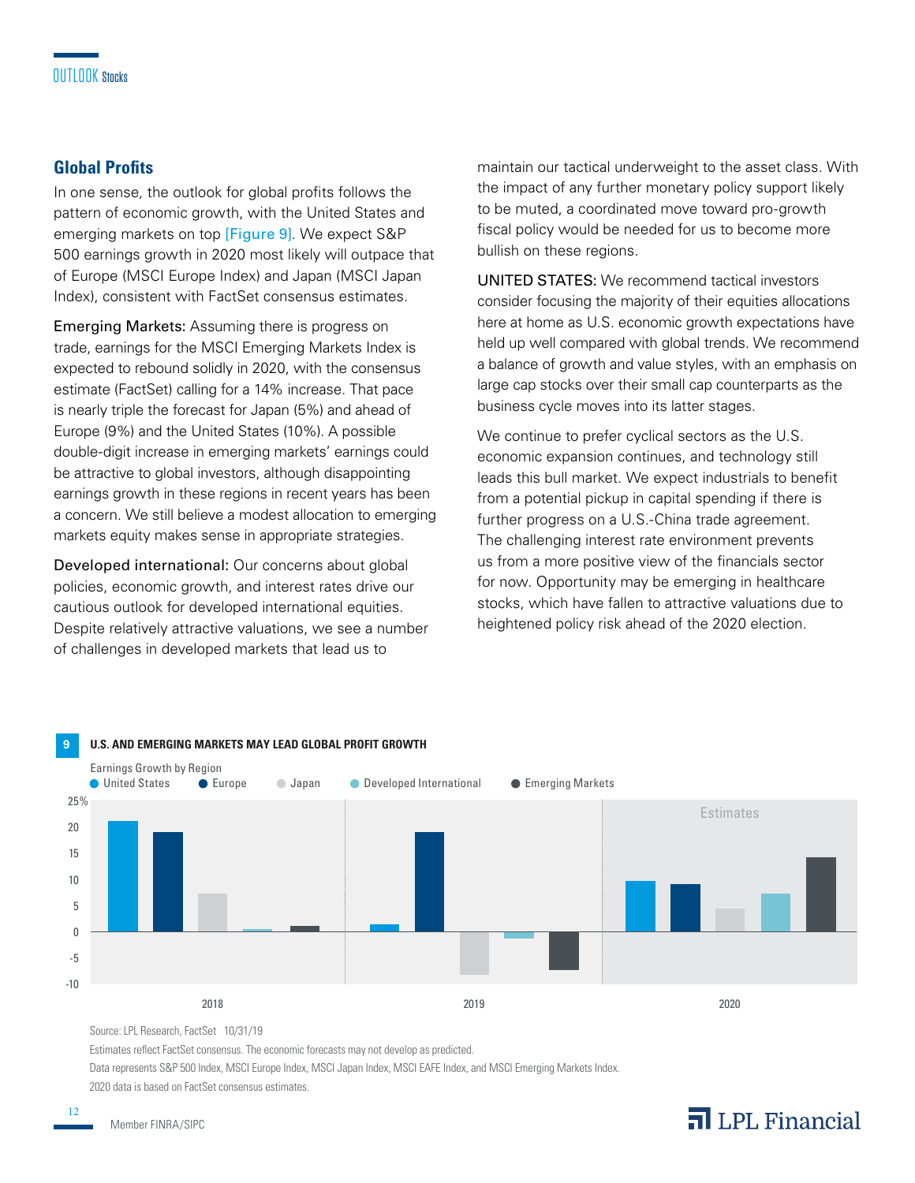## Global Profits

In one sense, the outlook for global profits follows the pattern of economic growth, with the United States and emerging markets on top [Figure 9]. We expect S&P 500 earnings growth in 2020 most likely will outpace that of Europe (MSCI Europe Index) and Japan (MSCI Japan Index), consistent with FactSet consensus estimates.

Emerging Markets: Assuming there is progress on trade, earnings for the MSCI Emerging Markets Index is expected to rebound solidly in 2020, with the consensus estimate (FactSet) calling for a 14% increase. That pace is nearly triple the forecast for Japan (5%) and ahead of Europe (9%) and the United States (10%). A possible double-digit increase in emerging markets' earnings could be attractive to global investors, although disappointing earnings growth in these regions in recent years has been a concern. We still believe a modest allocation to emerging markets equity makes sense in appropriate strategies.

Developed international: Our concerns about global policies, economic growth, and interest rates drive our cautious outlook for developed international equities. Despite relatively attractive valuations, we see a number of challenges in developed markets that lead us to maintain our tactical underweight to the asset class. With the impact of any further monetary policy support likely to be muted, a coordinated move toward pro-growth fiscal policy would be needed for us to become more bullish on these regions.

UNITED STATES: We recommend tactical investors consider focusing the majority of their equities allocations here at home as U.S. economic growth expectations have held up well compared with global trends. We recommend a balance of growth and value styles, with an emphasis on large cap stocks over their small cap counterparts as the business cycle moves into its latter stages.

We continue to prefer cyclical sectors as the U.S. economic expansion continues, and technology still leads this bull market. We expect industrials to benefit from a potential pickup in capital spending if there is further progress on a U.S.-China trade agreement. The challenging interest rate environment prevents us from a more positive view of the financials sector for now. Opportunity may be emerging in healthcare stocks, which have fallen to attractive valuations due to heightened policy risk ahead of the 2020 election.

**9 U.S. AND EMERGING MARKETS MAY LEAD GLOBAL PROFIT GROWTH**

Earnings Growth by Region

United States · Europe · Japan · Developed International · Emerging Markets

25%
20
15
10
5
0
-5
-10

2018 · 2019 · 2020

Estimates

Source: LPL Research, FactSet 10/31/19

Estimates reflect FactSet consensus. The economic forecasts may not develop as predicted.

Data represents S&P 500 Index, MSCI Europe Index, MSCI Japan Index, MSCI EAFE Index, and MSCI Emerging Markets Index.

2020 data is based on FactSet consensus estimates.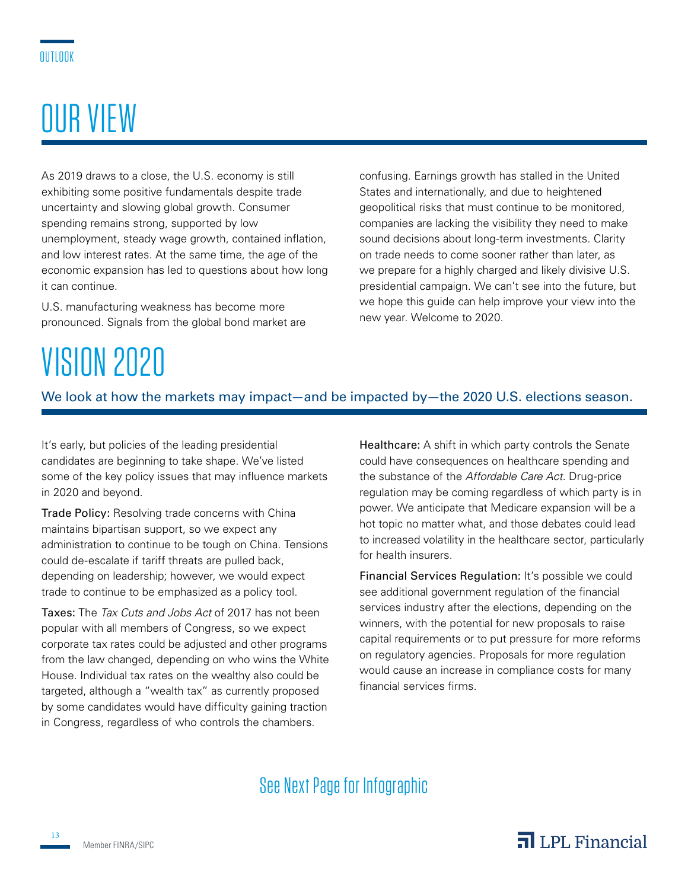OUTLOOK

# OUR VIEW

As 2019 draws to a close, the U.S. economy is still exhibiting some positive fundamentals despite trade uncertainty and slowing global growth. Consumer spending remains strong, supported by low unemployment, steady wage growth, contained inflation, and low interest rates. At the same time, the age of the economic expansion has led to questions about how long it can continue.

U.S. manufacturing weakness has become more pronounced. Signals from the global bond market are confusing. Earnings growth has stalled in the United States and internationally, and due to heightened geopolitical risks that must continue to be monitored, companies are lacking the visibility they need to make sound decisions about long-term investments. Clarity on trade needs to come sooner rather than later, as we prepare for a highly charged and likely divisive U.S. presidential campaign. We can't see into the future, but we hope this guide can help improve your view into the new year. Welcome to 2020.

# VISION 2020

## We look at how the markets may impact—and be impacted by—the 2020 U.S. elections season.

It's early, but policies of the leading presidential candidates are beginning to take shape. We've listed some of the key policy issues that may influence markets in 2020 and beyond.

**Trade Policy:** Resolving trade concerns with China maintains bipartisan support, so we expect any administration to continue to be tough on China. Tensions could de-escalate if tariff threats are pulled back, depending on leadership; however, we would expect trade to continue to be emphasized as a policy tool.

**Taxes:** The *Tax Cuts and Jobs Act* of 2017 has not been popular with all members of Congress, so we expect corporate tax rates could be adjusted and other programs from the law changed, depending on who wins the White House. Individual tax rates on the wealthy also could be targeted, although a "wealth tax" as currently proposed by some candidates would have difficulty gaining traction in Congress, regardless of who controls the chambers.

**Healthcare:** A shift in which party controls the Senate could have consequences on healthcare spending and the substance of the *Affordable Care Act*. Drug-price regulation may be coming regardless of which party is in power. We anticipate that Medicare expansion will be a hot topic no matter what, and those debates could lead to increased volatility in the healthcare sector, particularly for health insurers.

**Financial Services Regulation:** It's possible we could see additional government regulation of the financial services industry after the elections, depending on the winners, with the potential for new proposals to raise capital requirements or to put pressure for more reforms on regulatory agencies. Proposals for more regulation would cause an increase in compliance costs for many financial services firms.

See Next Page for Infographic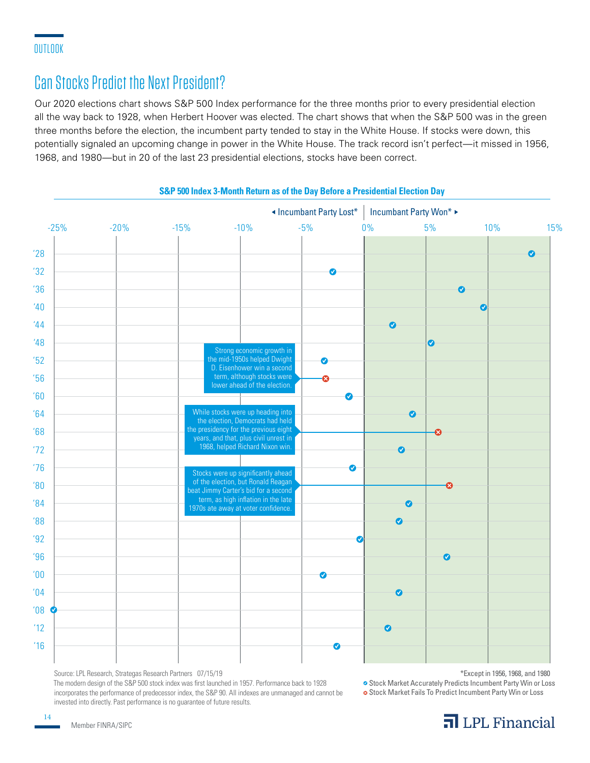OUTLOOK

# Can Stocks Predict the Next President?

Our 2020 elections chart shows S&P 500 Index performance for the three months prior to every presidential election all the way back to 1928, when Herbert Hoover was elected. The chart shows that when the S&P 500 was in the green three months before the election, the incumbent party tended to stay in the White House. If stocks were down, this potentially signaled an upcoming change in power in the White House. The track record isn't perfect—it missed in 1956, 1968, and 1980—but in 20 of the last 23 presidential elections, stocks have been correct.

**S&P 500 Index 3-Month Return as of the Day Before a Presidential Election Day**

◂ Incumbant Party Lost* | Incumbant Party Won* ▸

-25% -20% -15% -10% -5% 0% 5% 10% 15%

'28 '32 '36 '40 '44 '48 '52 '56 '60 '64 '68 '72 '76 '80 '84 '88 '92 '96 '00 '04 '08 '12 '16

Strong economic growth in the mid-1950s helped Dwight D. Eisenhower win a second term, although stocks were lower ahead of the election.

While stocks were up heading into the election, Democrats had held the presidency for the previous eight years, and that, plus civil unrest in 1968, helped Richard Nixon win.

Stocks were up significantly ahead of the election, but Ronald Reagan beat Jimmy Carter's bid for a second term, as high inflation in the late 1970s ate away at voter confidence.

Source: LPL Research, Strategas Research Partners 07/15/19

The modern design of the S&P 500 stock index was first launched in 1957. Performance back to 1928 incorporates the performance of predecessor index, the S&P 90. All indexes are unmanaged and cannot be invested into directly. Past performance is no guarantee of future results.

*Except in 1956, 1968, and 1980

Stock Market Accurately Predicts Incumbent Party Win or Loss

Stock Market Fails To Predict Incumbent Party Win or Loss

Member FINRA/SIPC

LPL Financial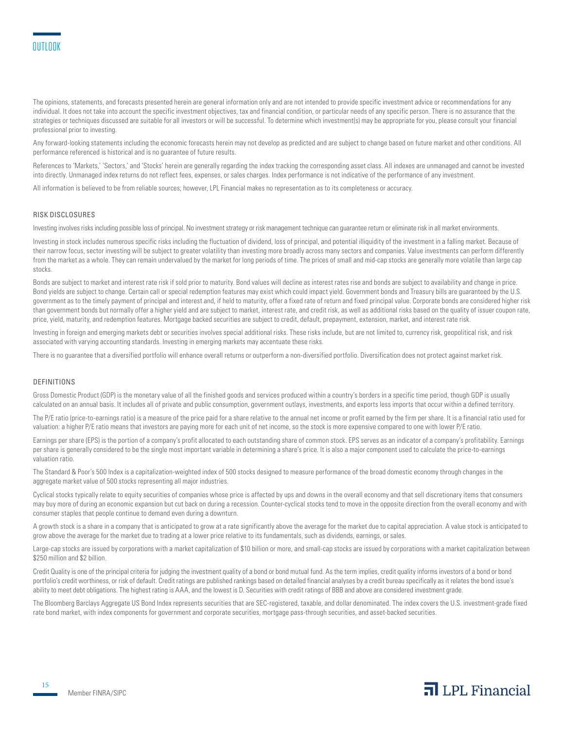The opinions, statements, and forecasts presented herein are general information only and are not intended to provide specific investment advice or recommendations for any individual. It does not take into account the specific investment objectives, tax and financial condition, or particular needs of any specific person. There is no assurance that the strategies or techniques discussed are suitable for all investors or will be successful. To determine which investment(s) may be appropriate for you, please consult your financial professional prior to investing.

Any forward-looking statements including the economic forecasts herein may not develop as predicted and are subject to change based on future market and other conditions. All performance referenced is historical and is no guarantee of future results.

References to 'Markets,' 'Sectors,' and 'Stocks' herein are generally regarding the index tracking the corresponding asset class. All indexes are unmanaged and cannot be invested into directly. Unmanaged index returns do not reflect fees, expenses, or sales charges. Index performance is not indicative of the performance of any investment.

All information is believed to be from reliable sources; however, LPL Financial makes no representation as to its completeness or accuracy.

## RISK DISCLOSURES

Investing involves risks including possible loss of principal. No investment strategy or risk management technique can guarantee return or eliminate risk in all market environments.

Investing in stock includes numerous specific risks including the fluctuation of dividend, loss of principal, and potential illiquidity of the investment in a falling market. Because of their narrow focus, sector investing will be subject to greater volatility than investing more broadly across many sectors and companies. Value investments can perform differently from the market as a whole. They can remain undervalued by the market for long periods of time. The prices of small and mid-cap stocks are generally more volatile than large cap stocks.

Bonds are subject to market and interest rate risk if sold prior to maturity. Bond values will decline as interest rates rise and bonds are subject to availability and change in price. Bond yields are subject to change. Certain call or special redemption features may exist which could impact yield. Government bonds and Treasury bills are guaranteed by the U.S. government as to the timely payment of principal and interest and, if held to maturity, offer a fixed rate of return and fixed principal value. Corporate bonds are considered higher risk than government bonds but normally offer a higher yield and are subject to market, interest rate, and credit risk, as well as additional risks based on the quality of issuer coupon rate, price, yield, maturity, and redemption features. Mortgage backed securities are subject to credit, default, prepayment, extension, market, and interest rate risk.

Investing in foreign and emerging markets debt or securities involves special additional risks. These risks include, but are not limited to, currency risk, geopolitical risk, and risk associated with varying accounting standards. Investing in emerging markets may accentuate these risks.

There is no guarantee that a diversified portfolio will enhance overall returns or outperform a non-diversified portfolio. Diversification does not protect against market risk.

## DEFINITIONS

Gross Domestic Product (GDP) is the monetary value of all the finished goods and services produced within a country's borders in a specific time period, though GDP is usually calculated on an annual basis. It includes all of private and public consumption, government outlays, investments, and exports less imports that occur within a defined territory.

The P/E ratio (price-to-earnings ratio) is a measure of the price paid for a share relative to the annual net income or profit earned by the firm per share. It is a financial ratio used for valuation: a higher P/E ratio means that investors are paying more for each unit of net income, so the stock is more expensive compared to one with lower P/E ratio.

Earnings per share (EPS) is the portion of a company's profit allocated to each outstanding share of common stock. EPS serves as an indicator of a company's profitability. Earnings per share is generally considered to be the single most important variable in determining a share's price. It is also a major component used to calculate the price-to-earnings valuation ratio.

The Standard & Poor's 500 Index is a capitalization-weighted index of 500 stocks designed to measure performance of the broad domestic economy through changes in the aggregate market value of 500 stocks representing all major industries.

Cyclical stocks typically relate to equity securities of companies whose price is affected by ups and downs in the overall economy and that sell discretionary items that consumers may buy more of during an economic expansion but cut back on during a recession. Counter-cyclical stocks tend to move in the opposite direction from the overall economy and with consumer staples that people continue to demand even during a downturn.

A growth stock is a share in a company that is anticipated to grow at a rate significantly above the average for the market due to capital appreciation. A value stock is anticipated to grow above the average for the market due to trading at a lower price relative to its fundamentals, such as dividends, earnings, or sales.

Large-cap stocks are issued by corporations with a market capitalization of $10 billion or more, and small-cap stocks are issued by corporations with a market capitalization between $250 million and $2 billion.

Credit Quality is one of the principal criteria for judging the investment quality of a bond or bond mutual fund. As the term implies, credit quality informs investors of a bond or bond portfolio's credit worthiness, or risk of default. Credit ratings are published rankings based on detailed financial analyses by a credit bureau specifically as it relates the bond issue's ability to meet debt obligations. The highest rating is AAA, and the lowest is D. Securities with credit ratings of BBB and above are considered investment grade.

The Bloomberg Barclays Aggregate US Bond Index represents securities that are SEC-registered, taxable, and dollar denominated. The index covers the U.S. investment-grade fixed rate bond market, with index components for government and corporate securities, mortgage pass-through securities, and asset-backed securities.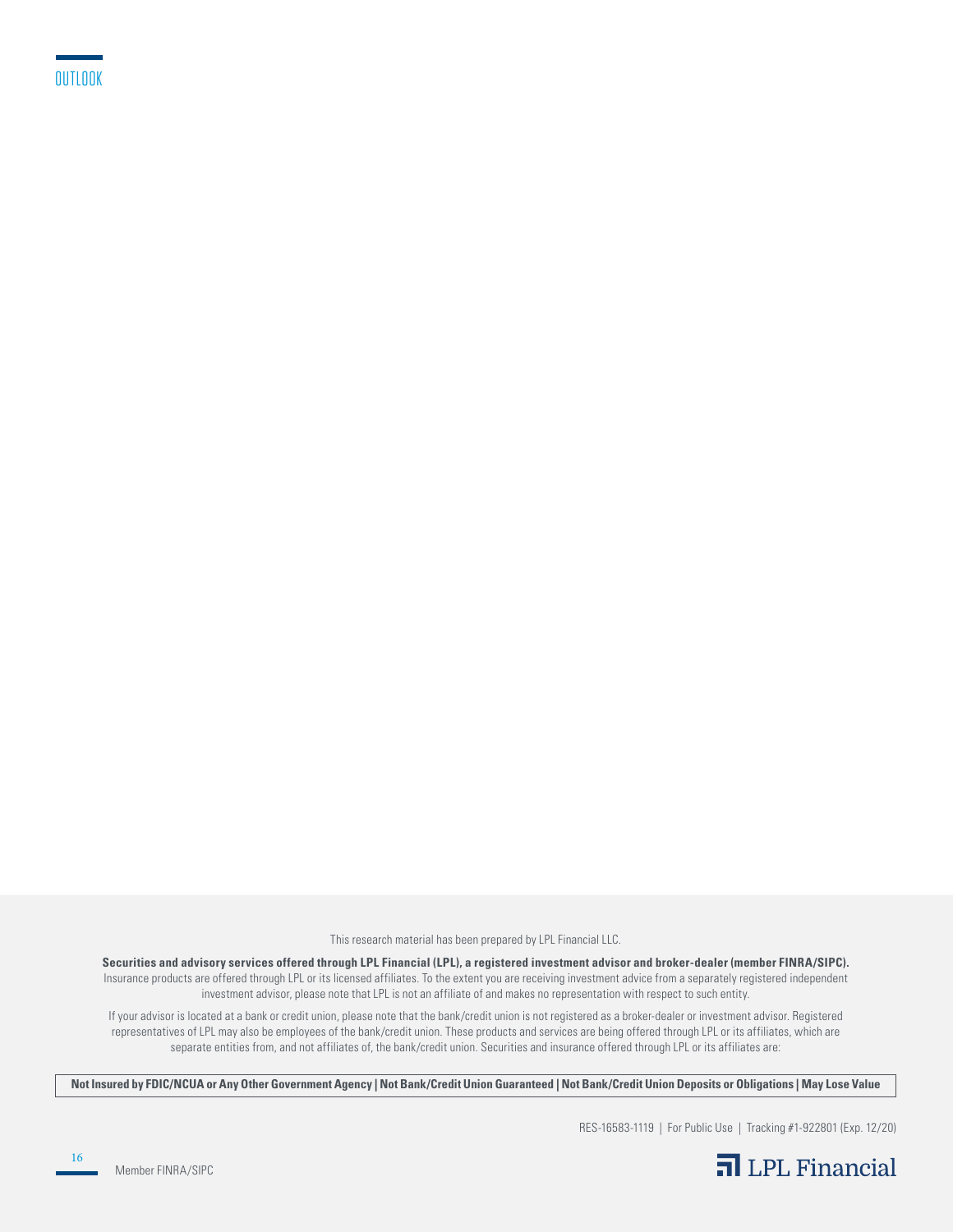This research material has been prepared by LPL Financial LLC.

**Securities and advisory services offered through LPL Financial (LPL), a registered investment advisor and broker-dealer (member FINRA/SIPC).** Insurance products are offered through LPL or its licensed affiliates. To the extent you are receiving investment advice from a separately registered independent investment advisor, please note that LPL is not an affiliate of and makes no representation with respect to such entity.

If your advisor is located at a bank or credit union, please note that the bank/credit union is not registered as a broker-dealer or investment advisor. Registered representatives of LPL may also be employees of the bank/credit union. These products and services are being offered through LPL or its affiliates, which are separate entities from, and not affiliates of, the bank/credit union. Securities and insurance offered through LPL or its affiliates are:

**Not Insured by FDIC/NCUA or Any Other Government Agency | Not Bank/Credit Union Guaranteed | Not Bank/Credit Union Deposits or Obligations | May Lose Value**

RES-16583-1119 | For Public Use | Tracking #1-922801 (Exp. 12/20)

Member FINRA/SIPC

LPL Financial